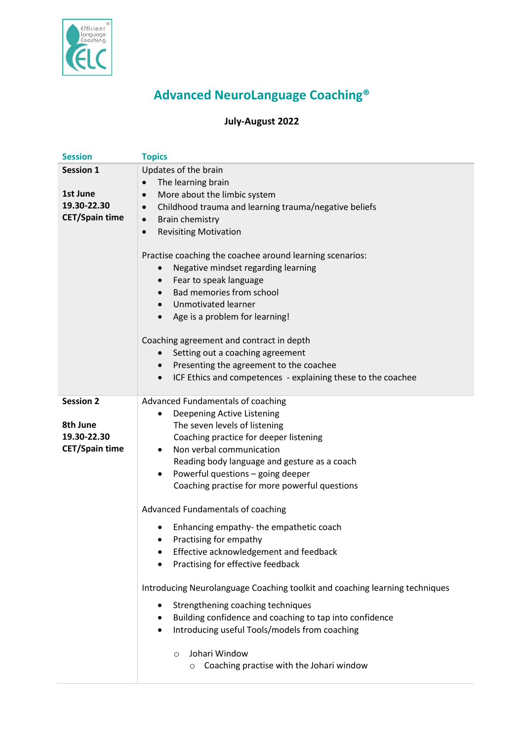# Advanced NeuroLanguage Coaching®

**July-August 2022**

| Session | Topics |
|---|---|
| **Session 1**<br><br>**1st June**<br>**19.30-22.30**<br>**CET/Spain time** | Updates of the brain<br>• The learning brain<br>• More about the limbic system<br>• Childhood trauma and learning trauma/negative beliefs<br>• Brain chemistry<br>• Revisiting Motivation<br><br>Practise coaching the coachee around learning scenarios:<br>• Negative mindset regarding learning<br>• Fear to speak language<br>• Bad memories from school<br>• Unmotivated learner<br>• Age is a problem for learning!<br><br>Coaching agreement and contract in depth<br>• Setting out a coaching agreement<br>• Presenting the agreement to the coachee<br>• ICF Ethics and competences - explaining these to the coachee |
| **Session 2**<br><br>**8th June**<br>**19.30-22.30**<br>**CET/Spain time** | Advanced Fundamentals of coaching<br>• Deepening Active Listening<br>The seven levels of listening<br>Coaching practice for deeper listening<br>• Non verbal communication<br>Reading body language and gesture as a coach<br>• Powerful questions – going deeper<br>Coaching practise for more powerful questions<br><br>Advanced Fundamentals of coaching<br>• Enhancing empathy- the empathetic coach<br>• Practising for empathy<br>• Effective acknowledgement and feedback<br>• Practising for effective feedback<br><br>Introducing Neurolanguage Coaching toolkit and coaching learning techniques<br>• Strengthening coaching techniques<br>• Building confidence and coaching to tap into confidence<br>• Introducing useful Tools/models from coaching<br>  ○ Johari Window<br>    ○ Coaching practise with the Johari window |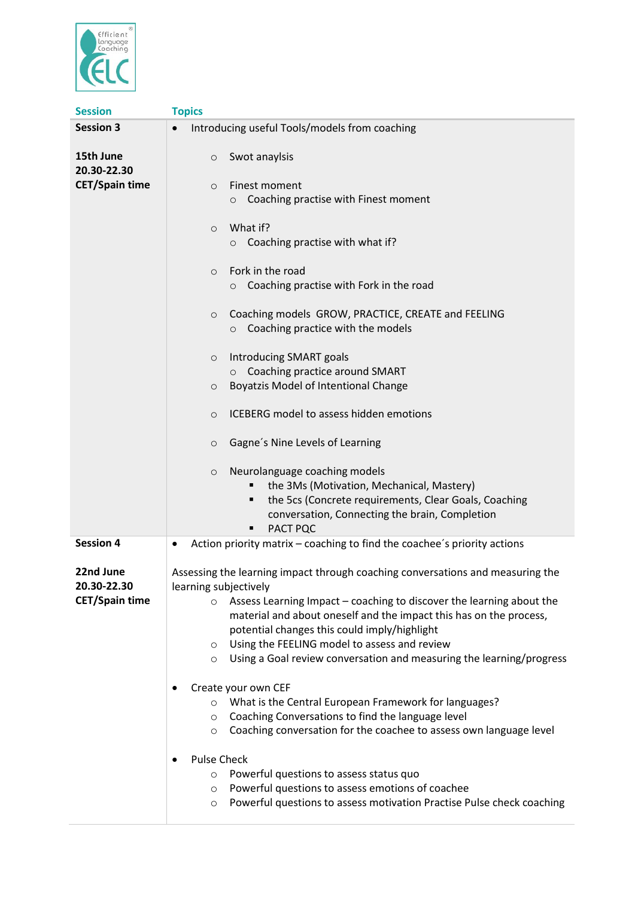| Session | Topics |
|---|---|
| **Session 3**<br><br>**15th June 20.30-22.30 CET/Spain time** | • Introducing useful Tools/models from coaching<br>  ○ Swot anaylsis<br>  ○ Finest moment<br>    ○ Coaching practise with Finest moment<br>  ○ What if?<br>    ○ Coaching practise with what if?<br>  ○ Fork in the road<br>    ○ Coaching practise with Fork in the road<br>  ○ Coaching models GROW, PRACTICE, CREATE and FEELING<br>    ○ Coaching practice with the models<br>  ○ Introducing SMART goals<br>    ○ Coaching practice around SMART<br>  ○ Boyatzis Model of Intentional Change<br>  ○ ICEBERG model to assess hidden emotions<br>  ○ Gagne´s Nine Levels of Learning<br>  ○ Neurolanguage coaching models<br>    ▪ the 3Ms (Motivation, Mechanical, Mastery)<br>    ▪ the 5cs (Concrete requirements, Clear Goals, Coaching conversation, Connecting the brain, Completion<br>    ▪ PACT PQC |
| **Session 4**<br><br>**22nd June 20.30-22.30 CET/Spain time** | • Action priority matrix – coaching to find the coachee´s priority actions<br><br>Assessing the learning impact through coaching conversations and measuring the learning subjectively<br>  ○ Assess Learning Impact – coaching to discover the learning about the material and about oneself and the impact this has on the process, potential changes this could imply/highlight<br>  ○ Using the FEELING model to assess and review<br>  ○ Using a Goal review conversation and measuring the learning/progress<br><br>• Create your own CEF<br>  ○ What is the Central European Framework for languages?<br>  ○ Coaching Conversations to find the language level<br>  ○ Coaching conversation for the coachee to assess own language level<br><br>• Pulse Check<br>  ○ Powerful questions to assess status quo<br>  ○ Powerful questions to assess emotions of coachee<br>  ○ Powerful questions to assess motivation Practise Pulse check coaching |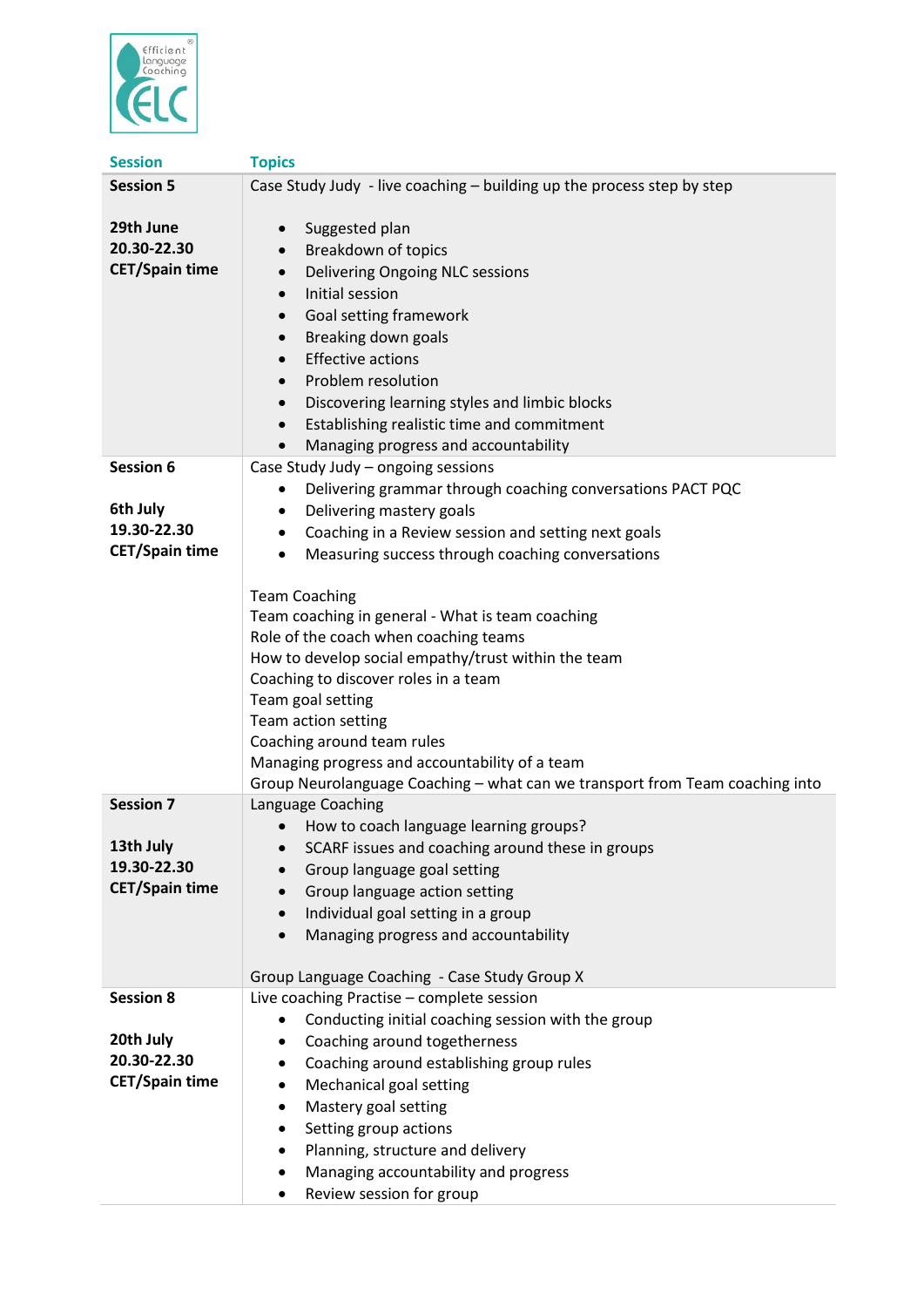| Session | Topics |
|---|---|
| **Session 5**<br><br>**29th June**<br>**20.30-22.30**<br>**CET/Spain time** | Case Study Judy - live coaching – building up the process step by step<br><br>• Suggested plan<br>• Breakdown of topics<br>• Delivering Ongoing NLC sessions<br>• Initial session<br>• Goal setting framework<br>• Breaking down goals<br>• Effective actions<br>• Problem resolution<br>• Discovering learning styles and limbic blocks<br>• Establishing realistic time and commitment<br>• Managing progress and accountability |
| **Session 6**<br><br>**6th July**<br>**19.30-22.30**<br>**CET/Spain time** | Case Study Judy – ongoing sessions<br>• Delivering grammar through coaching conversations PACT PQC<br>• Delivering mastery goals<br>• Coaching in a Review session and setting next goals<br>• Measuring success through coaching conversations<br><br>Team Coaching<br>Team coaching in general - What is team coaching<br>Role of the coach when coaching teams<br>How to develop social empathy/trust within the team<br>Coaching to discover roles in a team<br>Team goal setting<br>Team action setting<br>Coaching around team rules<br>Managing progress and accountability of a team<br>Group Neurolanguage Coaching – what can we transport from Team coaching into |
| **Session 7**<br><br>**13th July**<br>**19.30-22.30**<br>**CET/Spain time** | Language Coaching<br>• How to coach language learning groups?<br>• SCARF issues and coaching around these in groups<br>• Group language goal setting<br>• Group language action setting<br>• Individual goal setting in a group<br>• Managing progress and accountability<br><br>Group Language Coaching - Case Study Group X |
| **Session 8**<br><br>**20th July**<br>**20.30-22.30**<br>**CET/Spain time** | Live coaching Practise – complete session<br>• Conducting initial coaching session with the group<br>• Coaching around togetherness<br>• Coaching around establishing group rules<br>• Mechanical goal setting<br>• Mastery goal setting<br>• Setting group actions<br>• Planning, structure and delivery<br>• Managing accountability and progress<br>• Review session for group |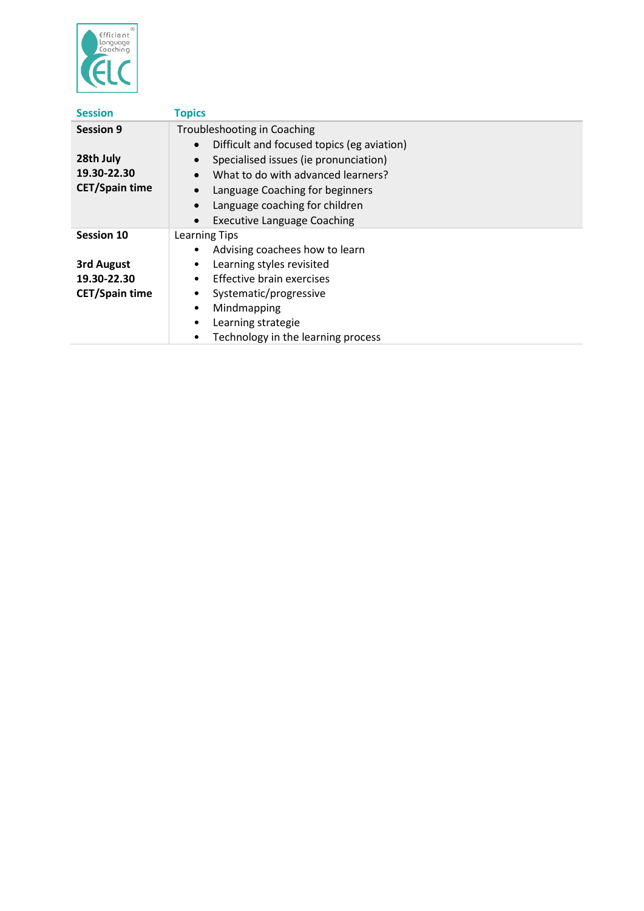| Session | Topics |
|---|---|
| **Session 9**<br><br>**28th July**<br>**19.30-22.30**<br>**CET/Spain time** | Troubleshooting in Coaching<br>• Difficult and focused topics (eg aviation)<br>• Specialised issues (ie pronunciation)<br>• What to do with advanced learners?<br>• Language Coaching for beginners<br>• Language coaching for children<br>• Executive Language Coaching |
| **Session 10**<br><br>**3rd August**<br>**19.30-22.30**<br>**CET/Spain time** | Learning Tips<br>• Advising coachees how to learn<br>• Learning styles revisited<br>• Effective brain exercises<br>• Systematic/progressive<br>• Mindmapping<br>• Learning strategie<br>• Technology in the learning process |